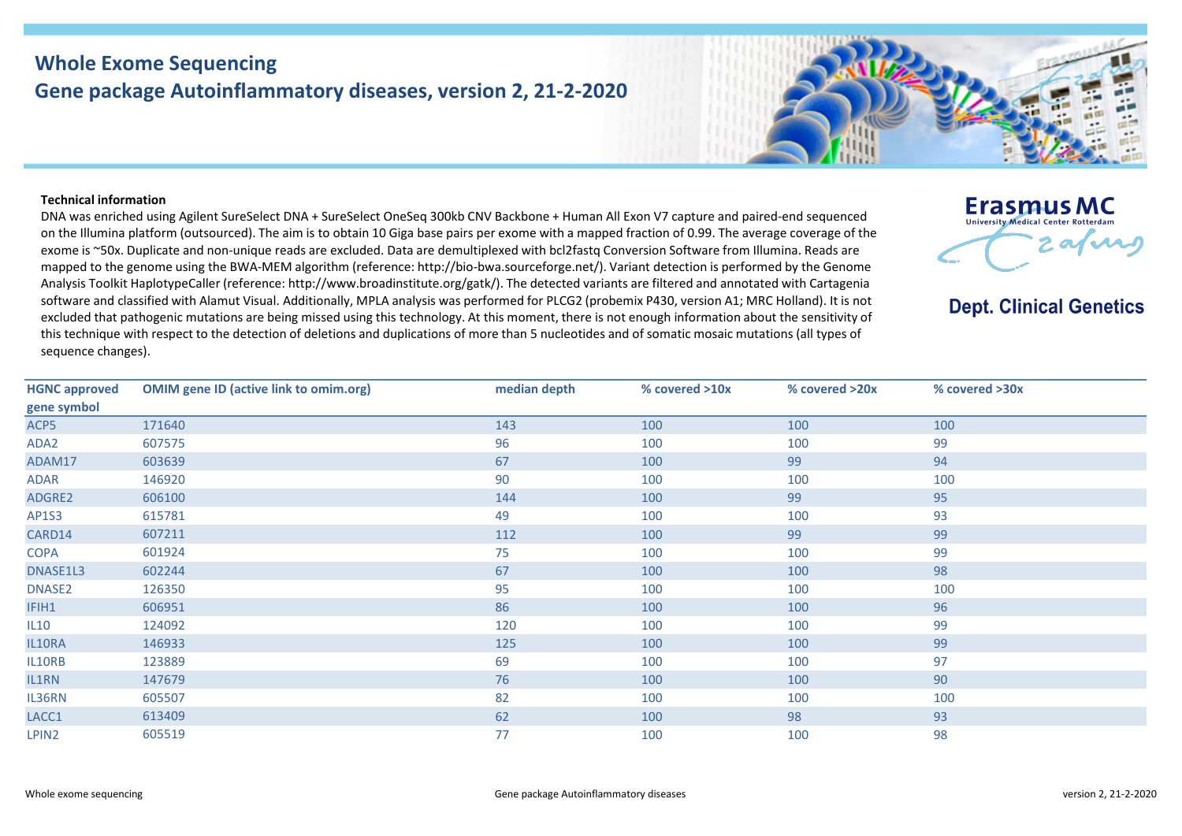# Whole Exome Sequencing
## Gene package Autoinflammatory diseases, version 2, 21-2-2020

Erasmus MC
University Medical Center Rotterdam

**Dept. Clinical Genetics**

**Technical information**

DNA was enriched using Agilent SureSelect DNA + SureSelect OneSeq 300kb CNV Backbone + Human All Exon V7 capture and paired-end sequenced on the Illumina platform (outsourced). The aim is to obtain 10 Giga base pairs per exome with a mapped fraction of 0.99. The average coverage of the exome is ~50x. Duplicate and non-unique reads are excluded. Data are demultiplexed with bcl2fastq Conversion Software from Illumina. Reads are mapped to the genome using the BWA-MEM algorithm (reference: http://bio-bwa.sourceforge.net/). Variant detection is performed by the Genome Analysis Toolkit HaplotypeCaller (reference: http://www.broadinstitute.org/gatk/). The detected variants are filtered and annotated with Cartagenia software and classified with Alamut Visual. Additionally, MPLA analysis was performed for PLCG2 (probemix P430, version A1; MRC Holland). It is not excluded that pathogenic mutations are being missed using this technology. At this moment, there is not enough information about the sensitivity of this technique with respect to the detection of deletions and duplications of more than 5 nucleotides and of somatic mosaic mutations (all types of sequence changes).

| HGNC approved gene symbol | OMIM gene ID (active link to omim.org) | median depth | % covered >10x | % covered >20x | % covered >30x |
|---|---|---|---|---|---|
| ACP5 | 171640 | 143 | 100 | 100 | 100 |
| ADA2 | 607575 | 96 | 100 | 100 | 99 |
| ADAM17 | 603639 | 67 | 100 | 99 | 94 |
| ADAR | 146920 | 90 | 100 | 100 | 100 |
| ADGRE2 | 606100 | 144 | 100 | 99 | 95 |
| AP1S3 | 615781 | 49 | 100 | 100 | 93 |
| CARD14 | 607211 | 112 | 100 | 99 | 99 |
| COPA | 601924 | 75 | 100 | 100 | 99 |
| DNASE1L3 | 602244 | 67 | 100 | 100 | 98 |
| DNASE2 | 126350 | 95 | 100 | 100 | 100 |
| IFIH1 | 606951 | 86 | 100 | 100 | 96 |
| IL10 | 124092 | 120 | 100 | 100 | 99 |
| IL10RA | 146933 | 125 | 100 | 100 | 99 |
| IL10RB | 123889 | 69 | 100 | 100 | 97 |
| IL1RN | 147679 | 76 | 100 | 100 | 90 |
| IL36RN | 605507 | 82 | 100 | 100 | 100 |
| LACC1 | 613409 | 62 | 100 | 98 | 93 |
| LPIN2 | 605519 | 77 | 100 | 100 | 98 |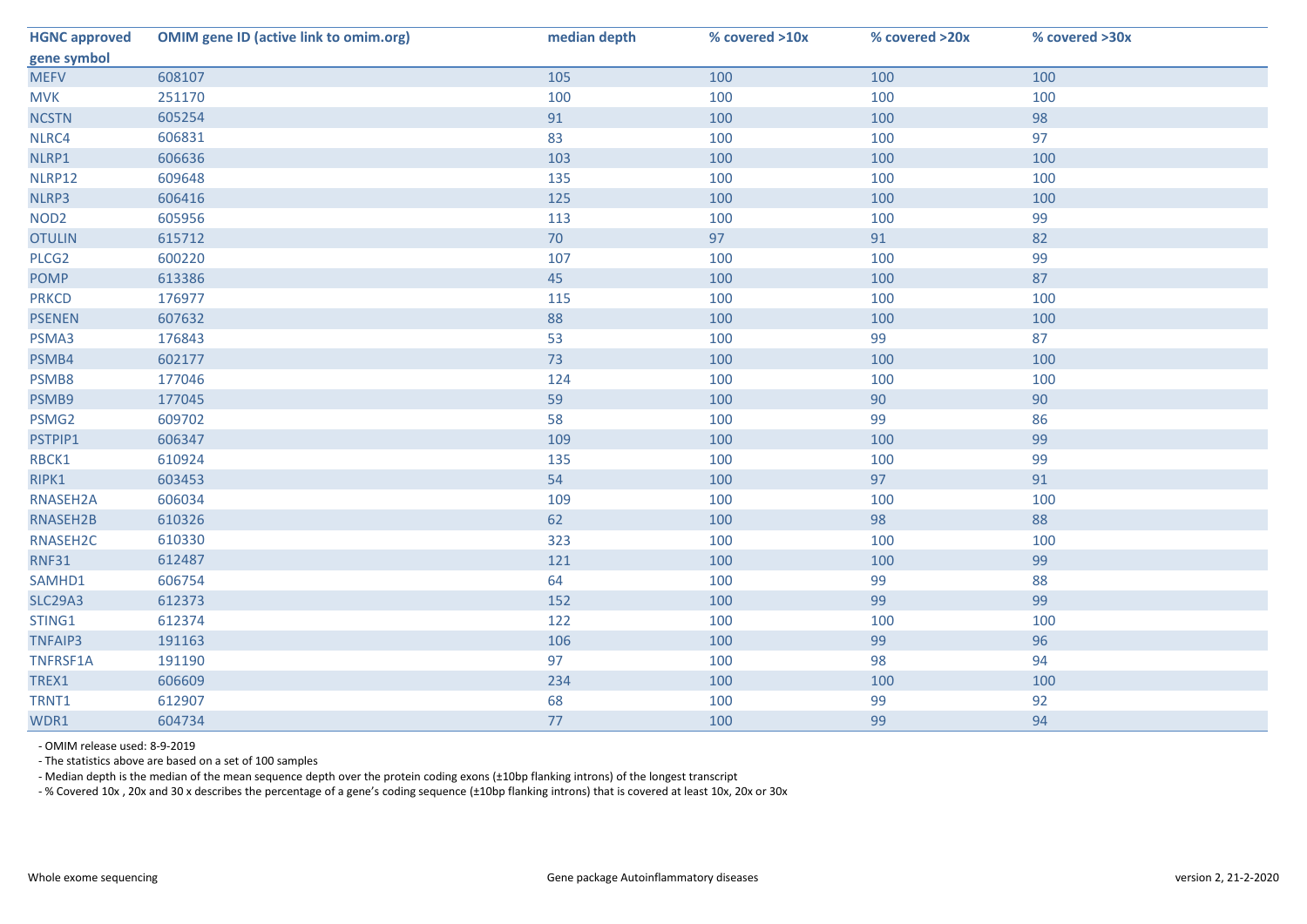| HGNC approved gene symbol | OMIM gene ID (active link to omim.org) | median depth | % covered >10x | % covered >20x | % covered >30x |
|---|---|---|---|---|---|
| MEFV | 608107 | 105 | 100 | 100 | 100 |
| MVK | 251170 | 100 | 100 | 100 | 100 |
| NCSTN | 605254 | 91 | 100 | 100 | 98 |
| NLRC4 | 606831 | 83 | 100 | 100 | 97 |
| NLRP1 | 606636 | 103 | 100 | 100 | 100 |
| NLRP12 | 609648 | 135 | 100 | 100 | 100 |
| NLRP3 | 606416 | 125 | 100 | 100 | 100 |
| NOD2 | 605956 | 113 | 100 | 100 | 99 |
| OTULIN | 615712 | 70 | 97 | 91 | 82 |
| PLCG2 | 600220 | 107 | 100 | 100 | 99 |
| POMP | 613386 | 45 | 100 | 100 | 87 |
| PRKCD | 176977 | 115 | 100 | 100 | 100 |
| PSENEN | 607632 | 88 | 100 | 100 | 100 |
| PSMA3 | 176843 | 53 | 100 | 99 | 87 |
| PSMB4 | 602177 | 73 | 100 | 100 | 100 |
| PSMB8 | 177046 | 124 | 100 | 100 | 100 |
| PSMB9 | 177045 | 59 | 100 | 90 | 90 |
| PSMG2 | 609702 | 58 | 100 | 99 | 86 |
| PSTPIP1 | 606347 | 109 | 100 | 100 | 99 |
| RBCK1 | 610924 | 135 | 100 | 100 | 99 |
| RIPK1 | 603453 | 54 | 100 | 97 | 91 |
| RNASEH2A | 606034 | 109 | 100 | 100 | 100 |
| RNASEH2B | 610326 | 62 | 100 | 98 | 88 |
| RNASEH2C | 610330 | 323 | 100 | 100 | 100 |
| RNF31 | 612487 | 121 | 100 | 100 | 99 |
| SAMHD1 | 606754 | 64 | 100 | 99 | 88 |
| SLC29A3 | 612373 | 152 | 100 | 99 | 99 |
| STING1 | 612374 | 122 | 100 | 100 | 100 |
| TNFAIP3 | 191163 | 106 | 100 | 99 | 96 |
| TNFRSF1A | 191190 | 97 | 100 | 98 | 94 |
| TREX1 | 606609 | 234 | 100 | 100 | 100 |
| TRNT1 | 612907 | 68 | 100 | 99 | 92 |
| WDR1 | 604734 | 77 | 100 | 99 | 94 |

- OMIM release used: 8-9-2019
- The statistics above are based on a set of 100 samples
- Median depth is the median of the mean sequence depth over the protein coding exons (±10bp flanking introns) of the longest transcript
- % Covered 10x , 20x and 30 x describes the percentage of a gene's coding sequence (±10bp flanking introns) that is covered at least 10x, 20x or 30x